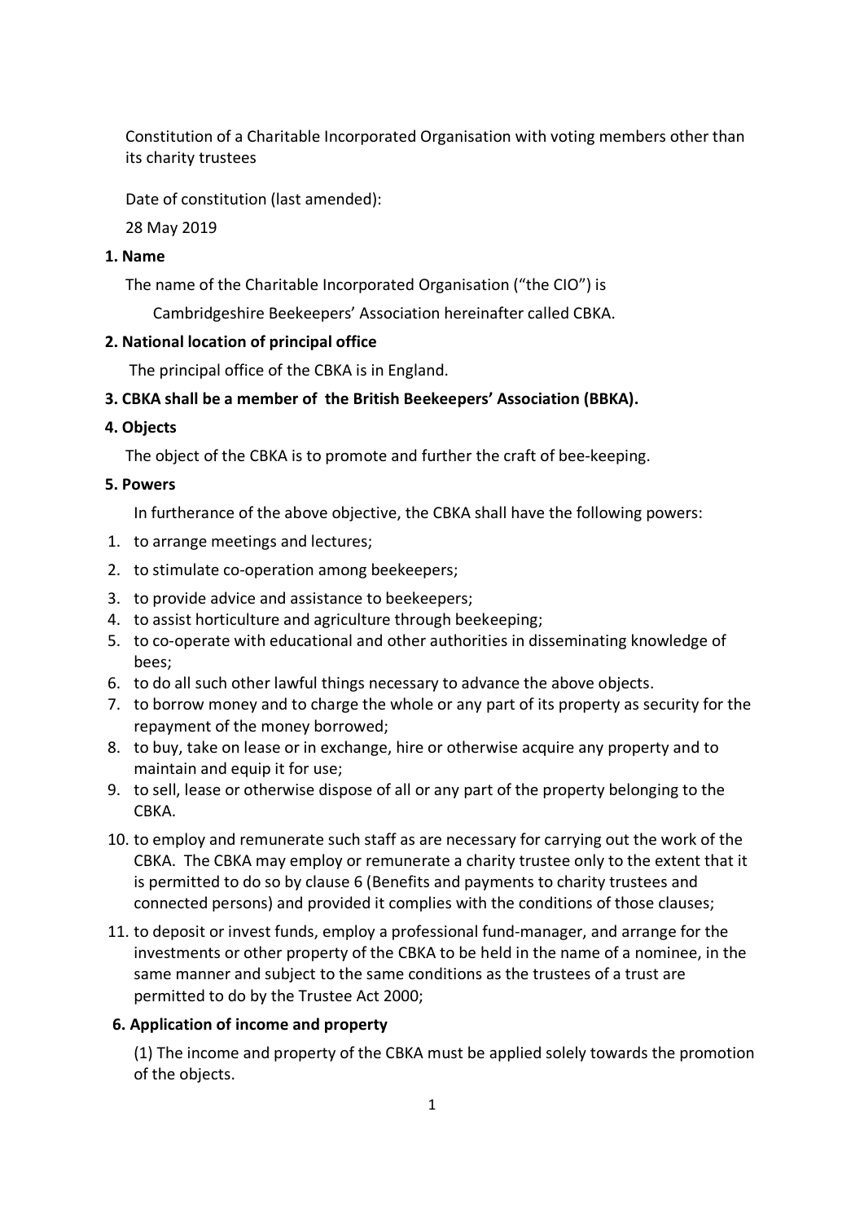Constitution of a Charitable Incorporated Organisation with voting members other than its charity trustees

Date of constitution (last amended):

28 May 2019

**1. Name**

The name of the Charitable Incorporated Organisation ("the CIO") is

Cambridgeshire Beekeepers' Association hereinafter called CBKA.

**2. National location of principal office**

The principal office of the CBKA is in England.

**3. CBKA shall be a member of the British Beekeepers' Association (BBKA).**

**4. Objects**

The object of the CBKA is to promote and further the craft of bee-keeping.

**5. Powers**

In furtherance of the above objective, the CBKA shall have the following powers:

1. to arrange meetings and lectures;
2. to stimulate co-operation among beekeepers;
3. to provide advice and assistance to beekeepers;
4. to assist horticulture and agriculture through beekeeping;
5. to co-operate with educational and other authorities in disseminating knowledge of bees;
6. to do all such other lawful things necessary to advance the above objects.
7. to borrow money and to charge the whole or any part of its property as security for the repayment of the money borrowed;
8. to buy, take on lease or in exchange, hire or otherwise acquire any property and to maintain and equip it for use;
9. to sell, lease or otherwise dispose of all or any part of the property belonging to the CBKA.
10. to employ and remunerate such staff as are necessary for carrying out the work of the CBKA. The CBKA may employ or remunerate a charity trustee only to the extent that it is permitted to do so by clause 6 (Benefits and payments to charity trustees and connected persons) and provided it complies with the conditions of those clauses;
11. to deposit or invest funds, employ a professional fund-manager, and arrange for the investments or other property of the CBKA to be held in the name of a nominee, in the same manner and subject to the same conditions as the trustees of a trust are permitted to do by the Trustee Act 2000;

**6. Application of income and property**

(1) The income and property of the CBKA must be applied solely towards the promotion of the objects.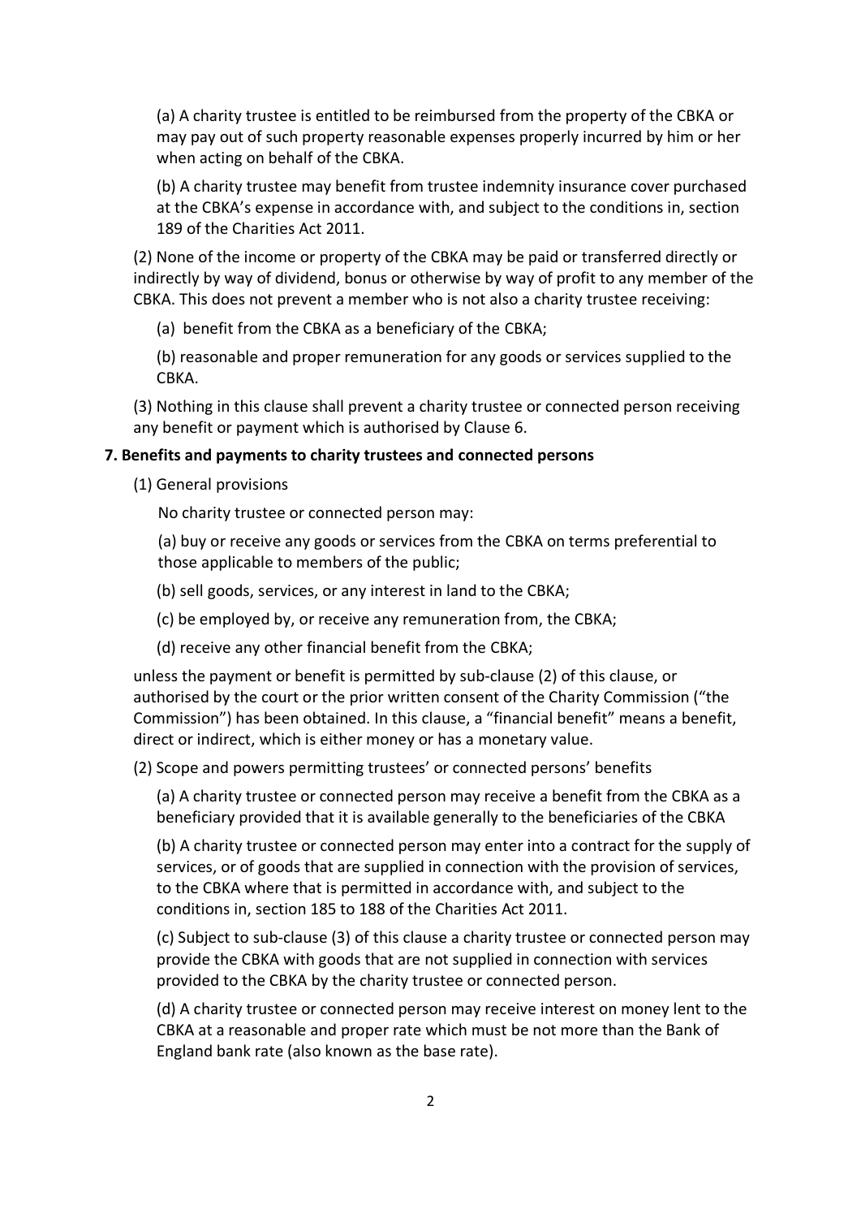(a) A charity trustee is entitled to be reimbursed from the property of the CBKA or may pay out of such property reasonable expenses properly incurred by him or her when acting on behalf of the CBKA.

(b) A charity trustee may benefit from trustee indemnity insurance cover purchased at the CBKA's expense in accordance with, and subject to the conditions in, section 189 of the Charities Act 2011.

(2) None of the income or property of the CBKA may be paid or transferred directly or indirectly by way of dividend, bonus or otherwise by way of profit to any member of the CBKA. This does not prevent a member who is not also a charity trustee receiving:

(a) benefit from the CBKA as a beneficiary of the CBKA;

(b) reasonable and proper remuneration for any goods or services supplied to the CBKA.

(3) Nothing in this clause shall prevent a charity trustee or connected person receiving any benefit or payment which is authorised by Clause 6.

**7. Benefits and payments to charity trustees and connected persons**

(1) General provisions

No charity trustee or connected person may:

(a) buy or receive any goods or services from the CBKA on terms preferential to those applicable to members of the public;

(b) sell goods, services, or any interest in land to the CBKA;

(c) be employed by, or receive any remuneration from, the CBKA;

(d) receive any other financial benefit from the CBKA;

unless the payment or benefit is permitted by sub-clause (2) of this clause, or authorised by the court or the prior written consent of the Charity Commission ("the Commission") has been obtained. In this clause, a "financial benefit" means a benefit, direct or indirect, which is either money or has a monetary value.

(2) Scope and powers permitting trustees' or connected persons' benefits

(a) A charity trustee or connected person may receive a benefit from the CBKA as a beneficiary provided that it is available generally to the beneficiaries of the CBKA

(b) A charity trustee or connected person may enter into a contract for the supply of services, or of goods that are supplied in connection with the provision of services, to the CBKA where that is permitted in accordance with, and subject to the conditions in, section 185 to 188 of the Charities Act 2011.

(c) Subject to sub-clause (3) of this clause a charity trustee or connected person may provide the CBKA with goods that are not supplied in connection with services provided to the CBKA by the charity trustee or connected person.

(d) A charity trustee or connected person may receive interest on money lent to the CBKA at a reasonable and proper rate which must be not more than the Bank of England bank rate (also known as the base rate).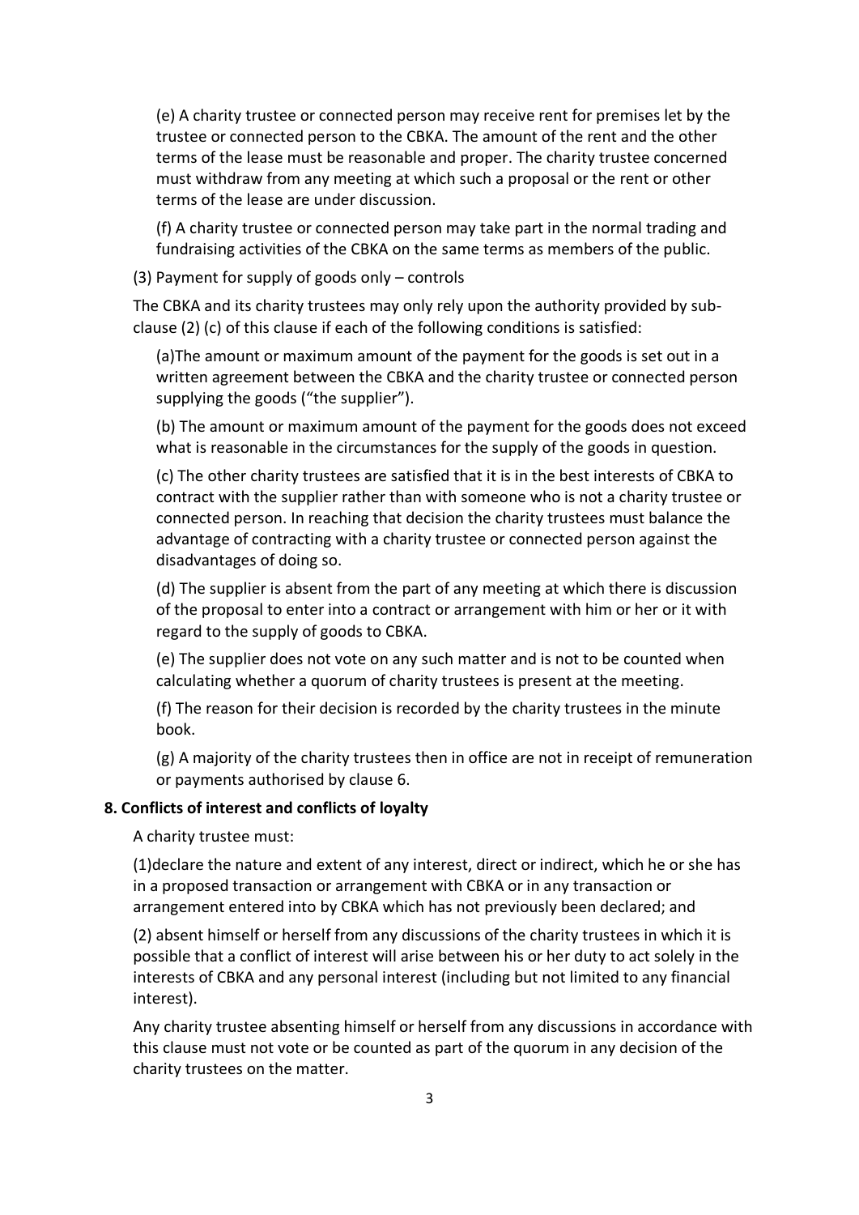(e) A charity trustee or connected person may receive rent for premises let by the trustee or connected person to the CBKA. The amount of the rent and the other terms of the lease must be reasonable and proper. The charity trustee concerned must withdraw from any meeting at which such a proposal or the rent or other terms of the lease are under discussion.

(f) A charity trustee or connected person may take part in the normal trading and fundraising activities of the CBKA on the same terms as members of the public.

(3) Payment for supply of goods only – controls

The CBKA and its charity trustees may only rely upon the authority provided by sub-clause (2) (c) of this clause if each of the following conditions is satisfied:

(a)The amount or maximum amount of the payment for the goods is set out in a written agreement between the CBKA and the charity trustee or connected person supplying the goods ("the supplier").

(b) The amount or maximum amount of the payment for the goods does not exceed what is reasonable in the circumstances for the supply of the goods in question.

(c) The other charity trustees are satisfied that it is in the best interests of CBKA to contract with the supplier rather than with someone who is not a charity trustee or connected person. In reaching that decision the charity trustees must balance the advantage of contracting with a charity trustee or connected person against the disadvantages of doing so.

(d) The supplier is absent from the part of any meeting at which there is discussion of the proposal to enter into a contract or arrangement with him or her or it with regard to the supply of goods to CBKA.

(e) The supplier does not vote on any such matter and is not to be counted when calculating whether a quorum of charity trustees is present at the meeting.

(f) The reason for their decision is recorded by the charity trustees in the minute book.

(g) A majority of the charity trustees then in office are not in receipt of remuneration or payments authorised by clause 6.

**8. Conflicts of interest and conflicts of loyalty**

A charity trustee must:

(1)declare the nature and extent of any interest, direct or indirect, which he or she has in a proposed transaction or arrangement with CBKA or in any transaction or arrangement entered into by CBKA which has not previously been declared; and

(2) absent himself or herself from any discussions of the charity trustees in which it is possible that a conflict of interest will arise between his or her duty to act solely in the interests of CBKA and any personal interest (including but not limited to any financial interest).

Any charity trustee absenting himself or herself from any discussions in accordance with this clause must not vote or be counted as part of the quorum in any decision of the charity trustees on the matter.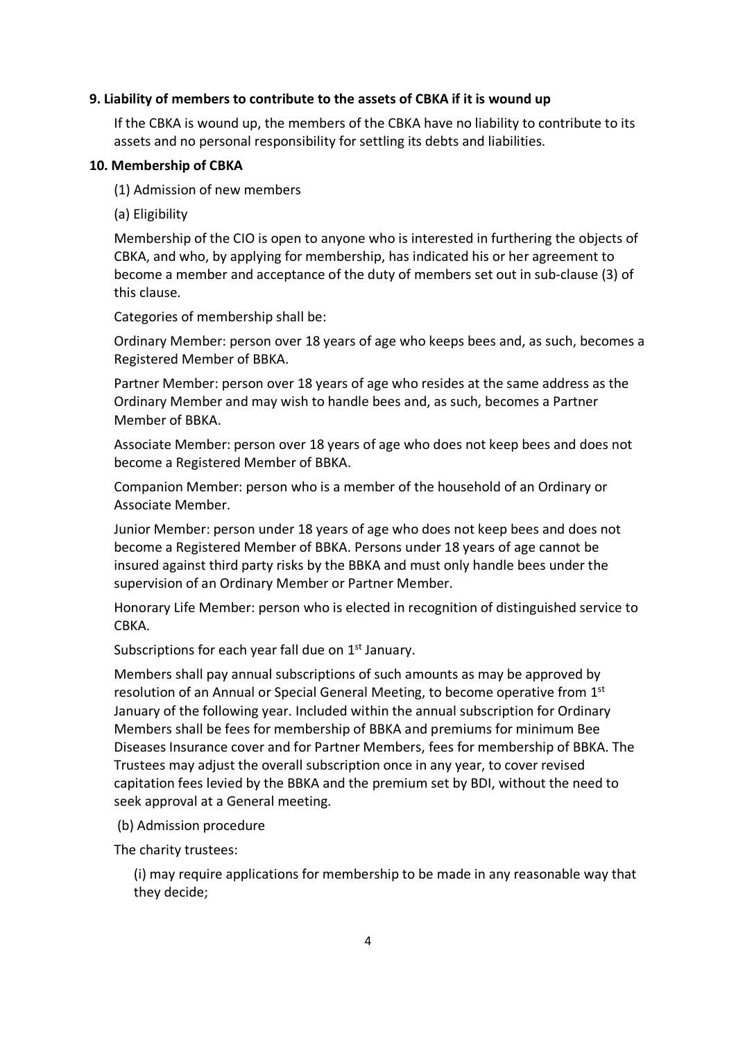**9. Liability of members to contribute to the assets of CBKA if it is wound up**

If the CBKA is wound up, the members of the CBKA have no liability to contribute to its assets and no personal responsibility for settling its debts and liabilities.

**10. Membership of CBKA**

(1) Admission of new members

(a) Eligibility

Membership of the CIO is open to anyone who is interested in furthering the objects of CBKA, and who, by applying for membership, has indicated his or her agreement to become a member and acceptance of the duty of members set out in sub-clause (3) of this clause.

Categories of membership shall be:

Ordinary Member: person over 18 years of age who keeps bees and, as such, becomes a Registered Member of BBKA.

Partner Member: person over 18 years of age who resides at the same address as the Ordinary Member and may wish to handle bees and, as such, becomes a Partner Member of BBKA.

Associate Member: person over 18 years of age who does not keep bees and does not become a Registered Member of BBKA.

Companion Member: person who is a member of the household of an Ordinary or Associate Member.

Junior Member: person under 18 years of age who does not keep bees and does not become a Registered Member of BBKA. Persons under 18 years of age cannot be insured against third party risks by the BBKA and must only handle bees under the supervision of an Ordinary Member or Partner Member.

Honorary Life Member: person who is elected in recognition of distinguished service to CBKA.

Subscriptions for each year fall due on 1st January.

Members shall pay annual subscriptions of such amounts as may be approved by resolution of an Annual or Special General Meeting, to become operative from 1st January of the following year. Included within the annual subscription for Ordinary Members shall be fees for membership of BBKA and premiums for minimum Bee Diseases Insurance cover and for Partner Members, fees for membership of BBKA. The Trustees may adjust the overall subscription once in any year, to cover revised capitation fees levied by the BBKA and the premium set by BDI, without the need to seek approval at a General meeting.

(b) Admission procedure

The charity trustees:

(i) may require applications for membership to be made in any reasonable way that they decide;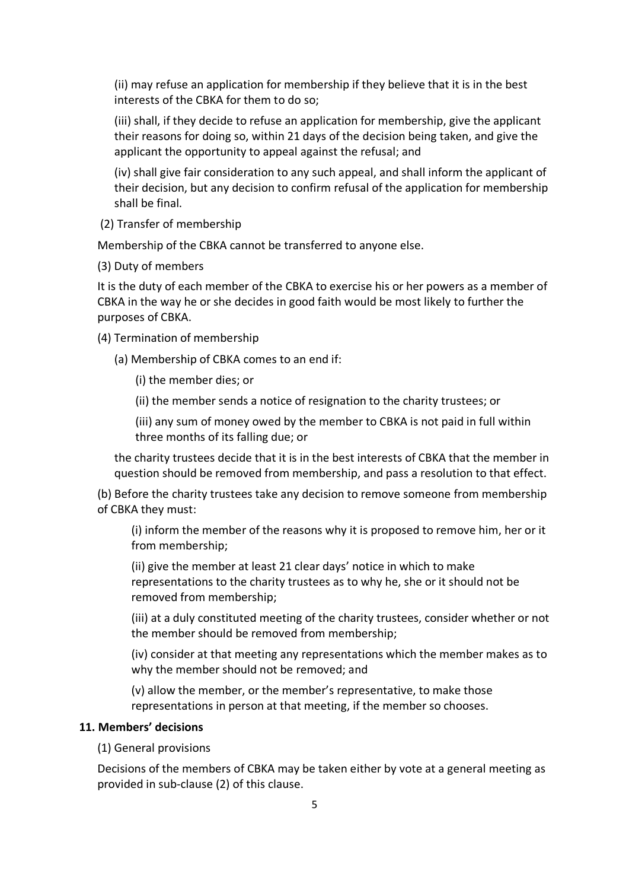(ii) may refuse an application for membership if they believe that it is in the best interests of the CBKA for them to do so;

(iii) shall, if they decide to refuse an application for membership, give the applicant their reasons for doing so, within 21 days of the decision being taken, and give the applicant the opportunity to appeal against the refusal; and

(iv) shall give fair consideration to any such appeal, and shall inform the applicant of their decision, but any decision to confirm refusal of the application for membership shall be final.

(2) Transfer of membership

Membership of the CBKA cannot be transferred to anyone else.

(3) Duty of members

It is the duty of each member of the CBKA to exercise his or her powers as a member of CBKA in the way he or she decides in good faith would be most likely to further the purposes of CBKA.

(4) Termination of membership

(a) Membership of CBKA comes to an end if:

(i) the member dies; or

(ii) the member sends a notice of resignation to the charity trustees; or

(iii) any sum of money owed by the member to CBKA is not paid in full within three months of its falling due; or

the charity trustees decide that it is in the best interests of CBKA that the member in question should be removed from membership, and pass a resolution to that effect.

(b) Before the charity trustees take any decision to remove someone from membership of CBKA they must:

(i) inform the member of the reasons why it is proposed to remove him, her or it from membership;

(ii) give the member at least 21 clear days' notice in which to make representations to the charity trustees as to why he, she or it should not be removed from membership;

(iii) at a duly constituted meeting of the charity trustees, consider whether or not the member should be removed from membership;

(iv) consider at that meeting any representations which the member makes as to why the member should not be removed; and

(v) allow the member, or the member's representative, to make those representations in person at that meeting, if the member so chooses.

**11. Members' decisions**

(1) General provisions

Decisions of the members of CBKA may be taken either by vote at a general meeting as provided in sub-clause (2) of this clause.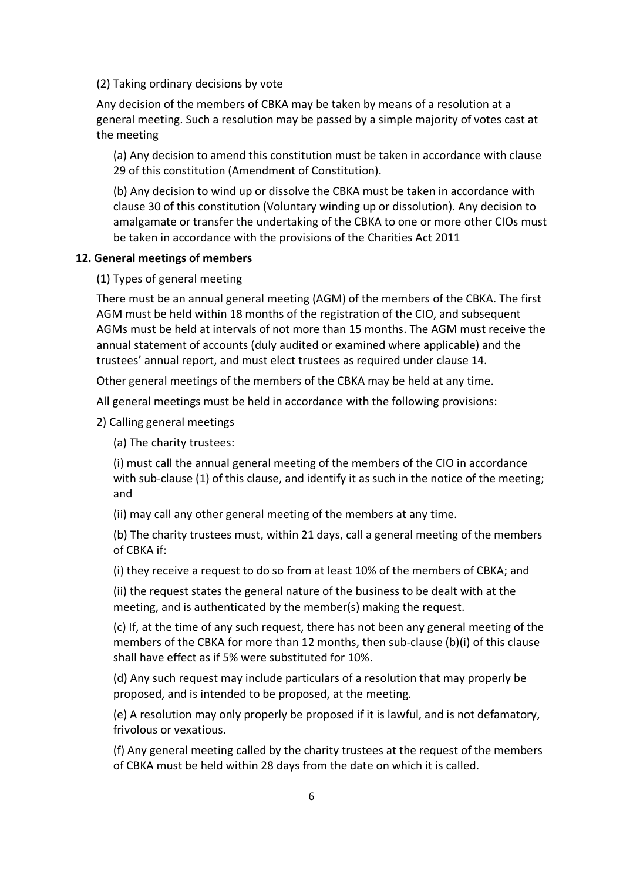(2) Taking ordinary decisions by vote

Any decision of the members of CBKA may be taken by means of a resolution at a general meeting. Such a resolution may be passed by a simple majority of votes cast at the meeting

(a) Any decision to amend this constitution must be taken in accordance with clause 29 of this constitution (Amendment of Constitution).

(b) Any decision to wind up or dissolve the CBKA must be taken in accordance with clause 30 of this constitution (Voluntary winding up or dissolution). Any decision to amalgamate or transfer the undertaking of the CBKA to one or more other CIOs must be taken in accordance with the provisions of the Charities Act 2011

**12. General meetings of members**

(1) Types of general meeting

There must be an annual general meeting (AGM) of the members of the CBKA. The first AGM must be held within 18 months of the registration of the CIO, and subsequent AGMs must be held at intervals of not more than 15 months. The AGM must receive the annual statement of accounts (duly audited or examined where applicable) and the trustees' annual report, and must elect trustees as required under clause 14.

Other general meetings of the members of the CBKA may be held at any time.

All general meetings must be held in accordance with the following provisions:

2) Calling general meetings

(a) The charity trustees:

(i) must call the annual general meeting of the members of the CIO in accordance with sub-clause (1) of this clause, and identify it as such in the notice of the meeting; and

(ii) may call any other general meeting of the members at any time.

(b) The charity trustees must, within 21 days, call a general meeting of the members of CBKA if:

(i) they receive a request to do so from at least 10% of the members of CBKA; and

(ii) the request states the general nature of the business to be dealt with at the meeting, and is authenticated by the member(s) making the request.

(c) If, at the time of any such request, there has not been any general meeting of the members of the CBKA for more than 12 months, then sub-clause (b)(i) of this clause shall have effect as if 5% were substituted for 10%.

(d) Any such request may include particulars of a resolution that may properly be proposed, and is intended to be proposed, at the meeting.

(e) A resolution may only properly be proposed if it is lawful, and is not defamatory, frivolous or vexatious.

(f) Any general meeting called by the charity trustees at the request of the members of CBKA must be held within 28 days from the date on which it is called.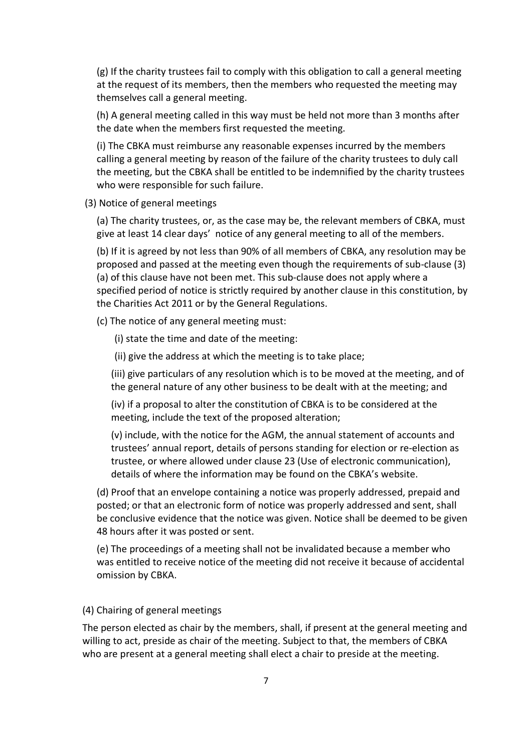(g) If the charity trustees fail to comply with this obligation to call a general meeting at the request of its members, then the members who requested the meeting may themselves call a general meeting.

(h) A general meeting called in this way must be held not more than 3 months after the date when the members first requested the meeting.

(i) The CBKA must reimburse any reasonable expenses incurred by the members calling a general meeting by reason of the failure of the charity trustees to duly call the meeting, but the CBKA shall be entitled to be indemnified by the charity trustees who were responsible for such failure.

(3) Notice of general meetings

(a) The charity trustees, or, as the case may be, the relevant members of CBKA, must give at least 14 clear days' notice of any general meeting to all of the members.

(b) If it is agreed by not less than 90% of all members of CBKA, any resolution may be proposed and passed at the meeting even though the requirements of sub-clause (3)(a) of this clause have not been met. This sub-clause does not apply where a specified period of notice is strictly required by another clause in this constitution, by the Charities Act 2011 or by the General Regulations.

(c) The notice of any general meeting must:

(i) state the time and date of the meeting:

(ii) give the address at which the meeting is to take place;

(iii) give particulars of any resolution which is to be moved at the meeting, and of the general nature of any other business to be dealt with at the meeting; and

(iv) if a proposal to alter the constitution of CBKA is to be considered at the meeting, include the text of the proposed alteration;

(v) include, with the notice for the AGM, the annual statement of accounts and trustees' annual report, details of persons standing for election or re-election as trustee, or where allowed under clause 23 (Use of electronic communication), details of where the information may be found on the CBKA's website.

(d) Proof that an envelope containing a notice was properly addressed, prepaid and posted; or that an electronic form of notice was properly addressed and sent, shall be conclusive evidence that the notice was given. Notice shall be deemed to be given 48 hours after it was posted or sent.

(e) The proceedings of a meeting shall not be invalidated because a member who was entitled to receive notice of the meeting did not receive it because of accidental omission by CBKA.

(4) Chairing of general meetings

The person elected as chair by the members, shall, if present at the general meeting and willing to act, preside as chair of the meeting. Subject to that, the members of CBKA who are present at a general meeting shall elect a chair to preside at the meeting.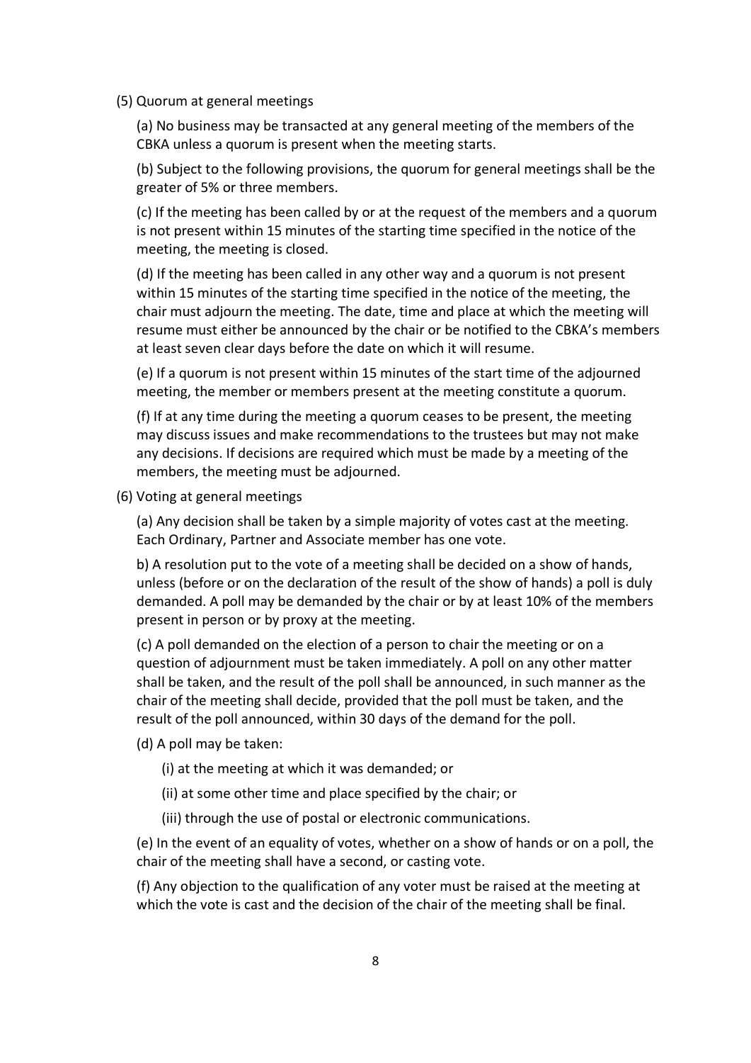(5) Quorum at general meetings

(a) No business may be transacted at any general meeting of the members of the CBKA unless a quorum is present when the meeting starts.

(b) Subject to the following provisions, the quorum for general meetings shall be the greater of 5% or three members.

(c) If the meeting has been called by or at the request of the members and a quorum is not present within 15 minutes of the starting time specified in the notice of the meeting, the meeting is closed.

(d) If the meeting has been called in any other way and a quorum is not present within 15 minutes of the starting time specified in the notice of the meeting, the chair must adjourn the meeting. The date, time and place at which the meeting will resume must either be announced by the chair or be notified to the CBKA's members at least seven clear days before the date on which it will resume.

(e) If a quorum is not present within 15 minutes of the start time of the adjourned meeting, the member or members present at the meeting constitute a quorum.

(f) If at any time during the meeting a quorum ceases to be present, the meeting may discuss issues and make recommendations to the trustees but may not make any decisions. If decisions are required which must be made by a meeting of the members, the meeting must be adjourned.

(6) Voting at general meetings

(a) Any decision shall be taken by a simple majority of votes cast at the meeting. Each Ordinary, Partner and Associate member has one vote.

b) A resolution put to the vote of a meeting shall be decided on a show of hands, unless (before or on the declaration of the result of the show of hands) a poll is duly demanded. A poll may be demanded by the chair or by at least 10% of the members present in person or by proxy at the meeting.

(c) A poll demanded on the election of a person to chair the meeting or on a question of adjournment must be taken immediately. A poll on any other matter shall be taken, and the result of the poll shall be announced, in such manner as the chair of the meeting shall decide, provided that the poll must be taken, and the result of the poll announced, within 30 days of the demand for the poll.

(d) A poll may be taken:

(i) at the meeting at which it was demanded; or

(ii) at some other time and place specified by the chair; or

(iii) through the use of postal or electronic communications.

(e) In the event of an equality of votes, whether on a show of hands or on a poll, the chair of the meeting shall have a second, or casting vote.

(f) Any objection to the qualification of any voter must be raised at the meeting at which the vote is cast and the decision of the chair of the meeting shall be final.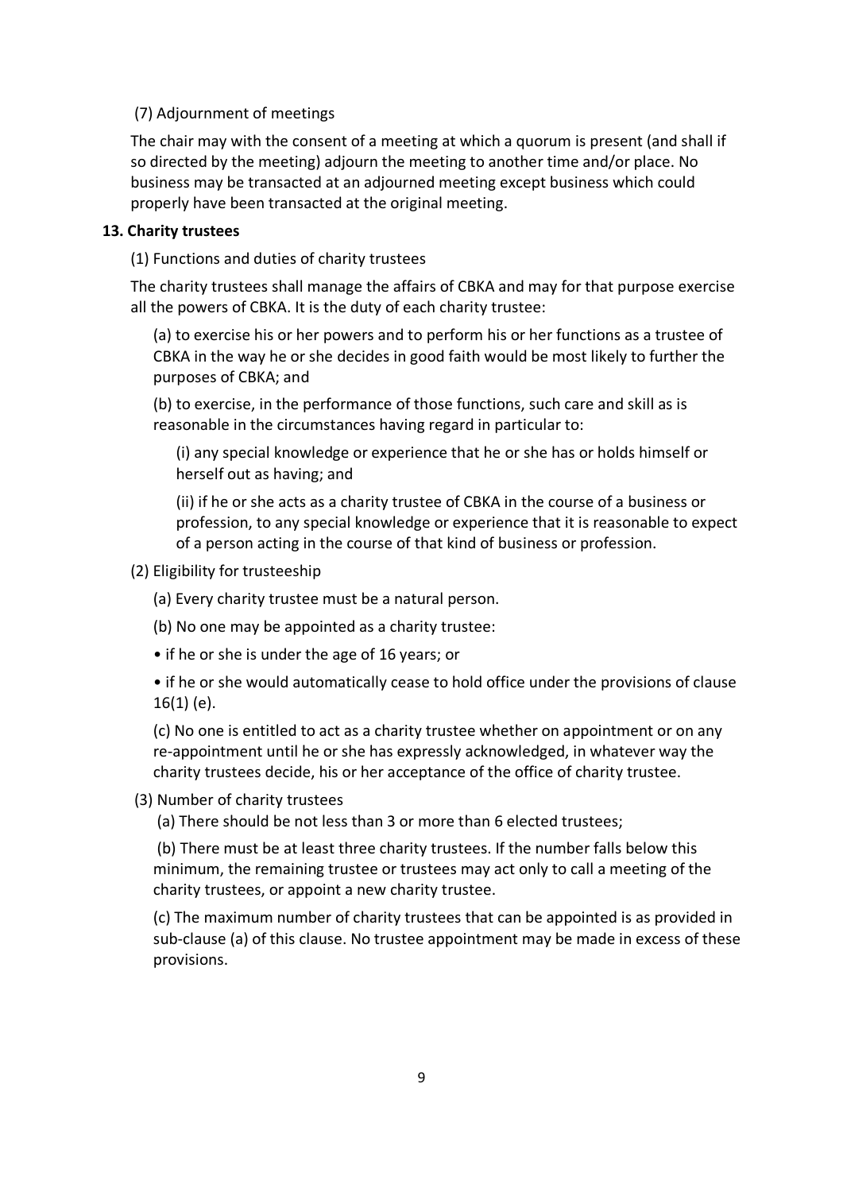(7) Adjournment of meetings

The chair may with the consent of a meeting at which a quorum is present (and shall if so directed by the meeting) adjourn the meeting to another time and/or place. No business may be transacted at an adjourned meeting except business which could properly have been transacted at the original meeting.

**13. Charity trustees**

(1) Functions and duties of charity trustees

The charity trustees shall manage the affairs of CBKA and may for that purpose exercise all the powers of CBKA. It is the duty of each charity trustee:

(a) to exercise his or her powers and to perform his or her functions as a trustee of CBKA in the way he or she decides in good faith would be most likely to further the purposes of CBKA; and

(b) to exercise, in the performance of those functions, such care and skill as is reasonable in the circumstances having regard in particular to:

(i) any special knowledge or experience that he or she has or holds himself or herself out as having; and

(ii) if he or she acts as a charity trustee of CBKA in the course of a business or profession, to any special knowledge or experience that it is reasonable to expect of a person acting in the course of that kind of business or profession.

(2) Eligibility for trusteeship

(a) Every charity trustee must be a natural person.

(b) No one may be appointed as a charity trustee:

- if he or she is under the age of 16 years; or
- if he or she would automatically cease to hold office under the provisions of clause 16(1) (e).

(c) No one is entitled to act as a charity trustee whether on appointment or on any re-appointment until he or she has expressly acknowledged, in whatever way the charity trustees decide, his or her acceptance of the office of charity trustee.

(3) Number of charity trustees

(a) There should be not less than 3 or more than 6 elected trustees;

(b) There must be at least three charity trustees. If the number falls below this minimum, the remaining trustee or trustees may act only to call a meeting of the charity trustees, or appoint a new charity trustee.

(c) The maximum number of charity trustees that can be appointed is as provided in sub-clause (a) of this clause. No trustee appointment may be made in excess of these provisions.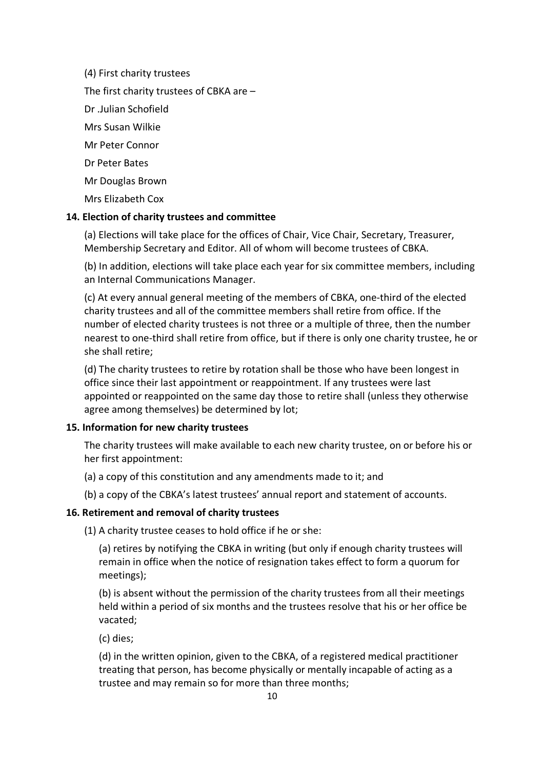(4) First charity trustees

The first charity trustees of CBKA are –

Dr .Julian Schofield

Mrs Susan Wilkie

Mr Peter Connor

Dr Peter Bates

Mr Douglas Brown

Mrs Elizabeth Cox

**14. Election of charity trustees and committee**

(a) Elections will take place for the offices of Chair, Vice Chair, Secretary, Treasurer, Membership Secretary and Editor. All of whom will become trustees of CBKA.

(b) In addition, elections will take place each year for six committee members, including an Internal Communications Manager.

(c) At every annual general meeting of the members of CBKA, one-third of the elected charity trustees and all of the committee members shall retire from office. If the number of elected charity trustees is not three or a multiple of three, then the number nearest to one-third shall retire from office, but if there is only one charity trustee, he or she shall retire;

(d) The charity trustees to retire by rotation shall be those who have been longest in office since their last appointment or reappointment. If any trustees were last appointed or reappointed on the same day those to retire shall (unless they otherwise agree among themselves) be determined by lot;

**15. Information for new charity trustees**

The charity trustees will make available to each new charity trustee, on or before his or her first appointment:

(a) a copy of this constitution and any amendments made to it; and

(b) a copy of the CBKA's latest trustees' annual report and statement of accounts.

**16. Retirement and removal of charity trustees**

(1) A charity trustee ceases to hold office if he or she:

(a) retires by notifying the CBKA in writing (but only if enough charity trustees will remain in office when the notice of resignation takes effect to form a quorum for meetings);

(b) is absent without the permission of the charity trustees from all their meetings held within a period of six months and the trustees resolve that his or her office be vacated;

(c) dies;

(d) in the written opinion, given to the CBKA, of a registered medical practitioner treating that person, has become physically or mentally incapable of acting as a trustee and may remain so for more than three months;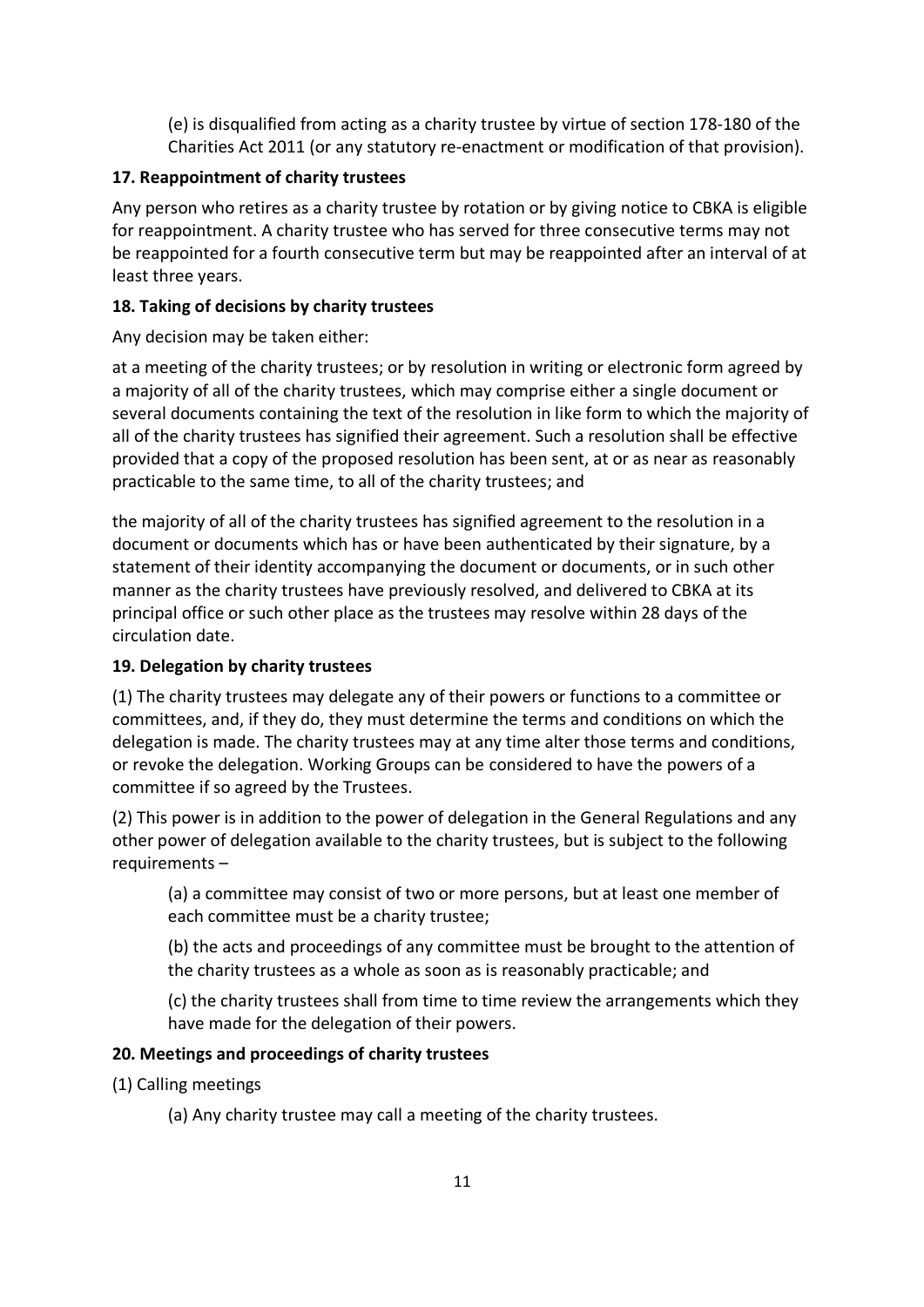(e) is disqualified from acting as a charity trustee by virtue of section 178-180 of the Charities Act 2011 (or any statutory re-enactment or modification of that provision).

**17. Reappointment of charity trustees**

Any person who retires as a charity trustee by rotation or by giving notice to CBKA is eligible for reappointment. A charity trustee who has served for three consecutive terms may not be reappointed for a fourth consecutive term but may be reappointed after an interval of at least three years.

**18. Taking of decisions by charity trustees**

Any decision may be taken either:

at a meeting of the charity trustees; or by resolution in writing or electronic form agreed by a majority of all of the charity trustees, which may comprise either a single document or several documents containing the text of the resolution in like form to which the majority of all of the charity trustees has signified their agreement. Such a resolution shall be effective provided that a copy of the proposed resolution has been sent, at or as near as reasonably practicable to the same time, to all of the charity trustees; and

the majority of all of the charity trustees has signified agreement to the resolution in a document or documents which has or have been authenticated by their signature, by a statement of their identity accompanying the document or documents, or in such other manner as the charity trustees have previously resolved, and delivered to CBKA at its principal office or such other place as the trustees may resolve within 28 days of the circulation date.

**19. Delegation by charity trustees**

(1) The charity trustees may delegate any of their powers or functions to a committee or committees, and, if they do, they must determine the terms and conditions on which the delegation is made. The charity trustees may at any time alter those terms and conditions, or revoke the delegation. Working Groups can be considered to have the powers of a committee if so agreed by the Trustees.

(2) This power is in addition to the power of delegation in the General Regulations and any other power of delegation available to the charity trustees, but is subject to the following requirements –

(a) a committee may consist of two or more persons, but at least one member of each committee must be a charity trustee;

(b) the acts and proceedings of any committee must be brought to the attention of the charity trustees as a whole as soon as is reasonably practicable; and

(c) the charity trustees shall from time to time review the arrangements which they have made for the delegation of their powers.

**20. Meetings and proceedings of charity trustees**

(1) Calling meetings

(a) Any charity trustee may call a meeting of the charity trustees.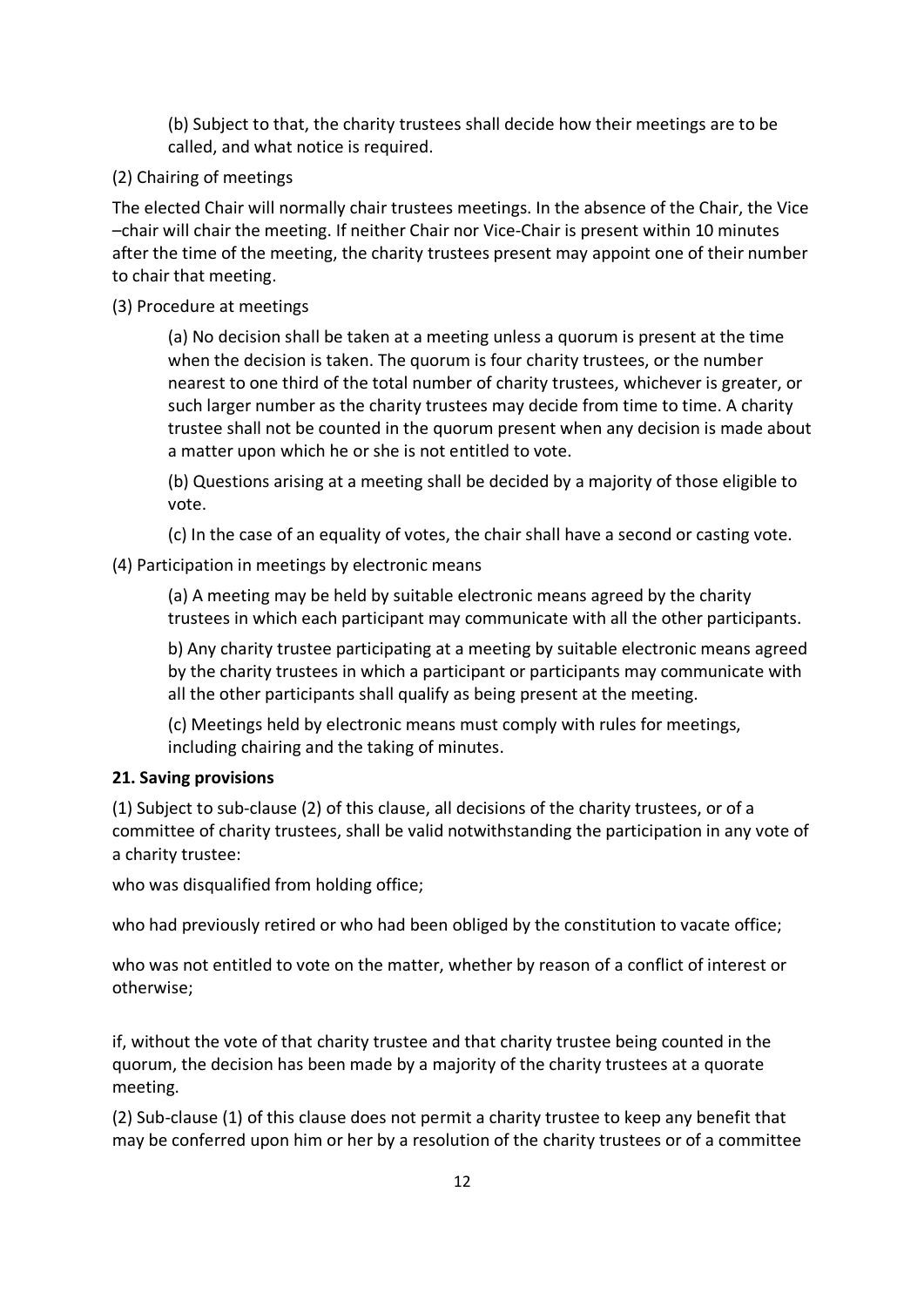(b) Subject to that, the charity trustees shall decide how their meetings are to be called, and what notice is required.

(2) Chairing of meetings

The elected Chair will normally chair trustees meetings. In the absence of the Chair, the Vice –chair will chair the meeting. If neither Chair nor Vice-Chair is present within 10 minutes after the time of the meeting, the charity trustees present may appoint one of their number to chair that meeting.

(3) Procedure at meetings

(a) No decision shall be taken at a meeting unless a quorum is present at the time when the decision is taken. The quorum is four charity trustees, or the number nearest to one third of the total number of charity trustees, whichever is greater, or such larger number as the charity trustees may decide from time to time. A charity trustee shall not be counted in the quorum present when any decision is made about a matter upon which he or she is not entitled to vote.

(b) Questions arising at a meeting shall be decided by a majority of those eligible to vote.

(c) In the case of an equality of votes, the chair shall have a second or casting vote.

(4) Participation in meetings by electronic means

(a) A meeting may be held by suitable electronic means agreed by the charity trustees in which each participant may communicate with all the other participants.

b) Any charity trustee participating at a meeting by suitable electronic means agreed by the charity trustees in which a participant or participants may communicate with all the other participants shall qualify as being present at the meeting.

(c) Meetings held by electronic means must comply with rules for meetings, including chairing and the taking of minutes.

**21. Saving provisions**

(1) Subject to sub-clause (2) of this clause, all decisions of the charity trustees, or of a committee of charity trustees, shall be valid notwithstanding the participation in any vote of a charity trustee:

who was disqualified from holding office;

who had previously retired or who had been obliged by the constitution to vacate office;

who was not entitled to vote on the matter, whether by reason of a conflict of interest or otherwise;

if, without the vote of that charity trustee and that charity trustee being counted in the quorum, the decision has been made by a majority of the charity trustees at a quorate meeting.

(2) Sub-clause (1) of this clause does not permit a charity trustee to keep any benefit that may be conferred upon him or her by a resolution of the charity trustees or of a committee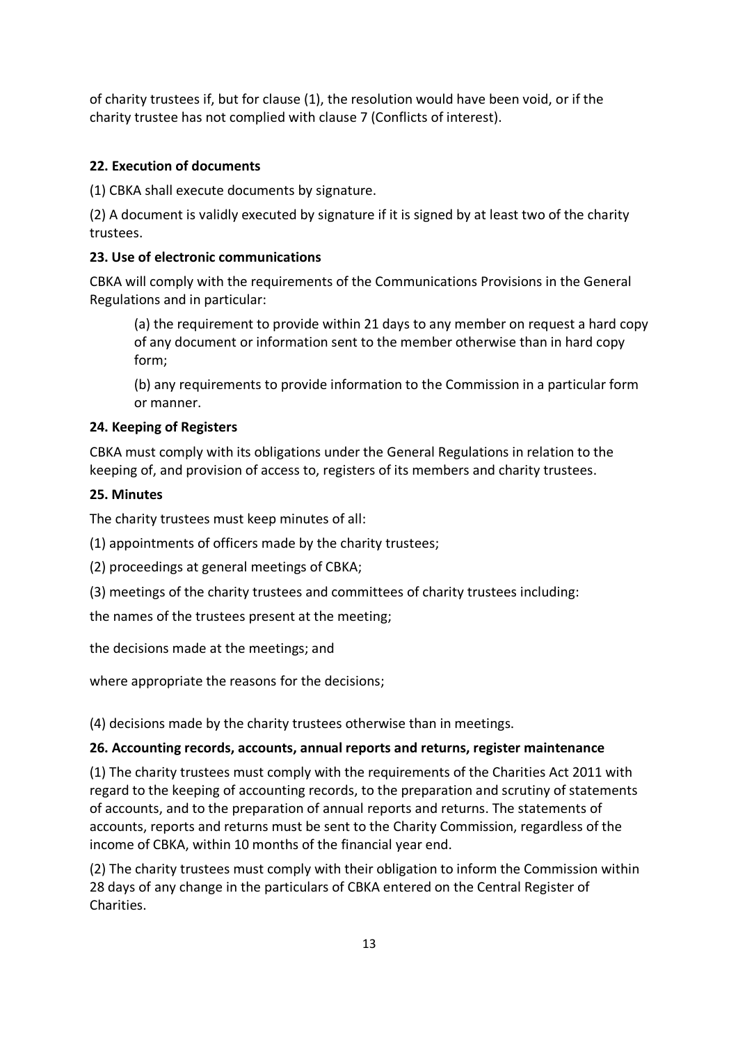of charity trustees if, but for clause (1), the resolution would have been void, or if the charity trustee has not complied with clause 7 (Conflicts of interest).

**22. Execution of documents**

(1) CBKA shall execute documents by signature.

(2) A document is validly executed by signature if it is signed by at least two of the charity trustees.

**23. Use of electronic communications**

CBKA will comply with the requirements of the Communications Provisions in the General Regulations and in particular:

(a) the requirement to provide within 21 days to any member on request a hard copy of any document or information sent to the member otherwise than in hard copy form;

(b) any requirements to provide information to the Commission in a particular form or manner.

**24. Keeping of Registers**

CBKA must comply with its obligations under the General Regulations in relation to the keeping of, and provision of access to, registers of its members and charity trustees.

**25. Minutes**

The charity trustees must keep minutes of all:

(1) appointments of officers made by the charity trustees;

(2) proceedings at general meetings of CBKA;

(3) meetings of the charity trustees and committees of charity trustees including:

the names of the trustees present at the meeting;

the decisions made at the meetings; and

where appropriate the reasons for the decisions;

(4) decisions made by the charity trustees otherwise than in meetings.

**26. Accounting records, accounts, annual reports and returns, register maintenance**

(1) The charity trustees must comply with the requirements of the Charities Act 2011 with regard to the keeping of accounting records, to the preparation and scrutiny of statements of accounts, and to the preparation of annual reports and returns. The statements of accounts, reports and returns must be sent to the Charity Commission, regardless of the income of CBKA, within 10 months of the financial year end.

(2) The charity trustees must comply with their obligation to inform the Commission within 28 days of any change in the particulars of CBKA entered on the Central Register of Charities.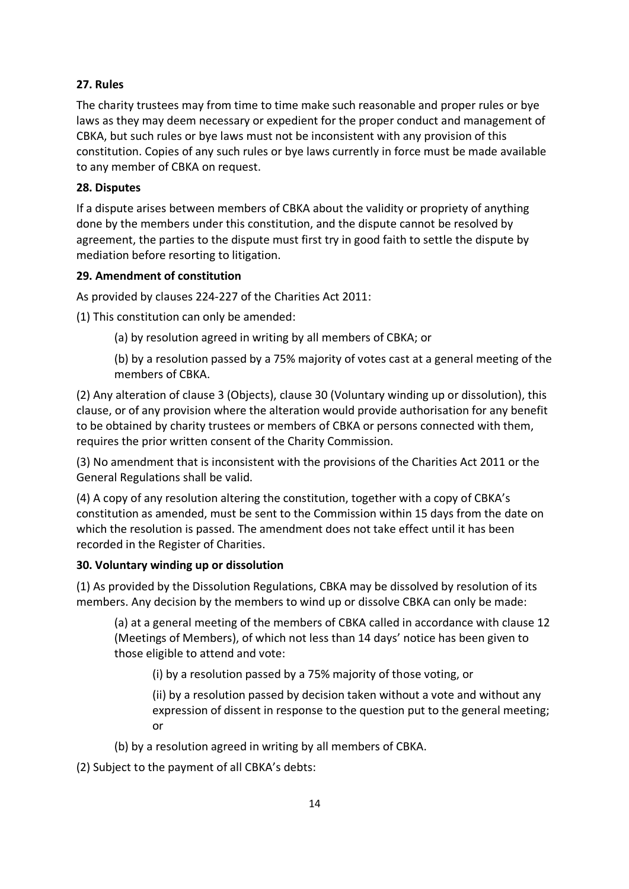**27. Rules**

The charity trustees may from time to time make such reasonable and proper rules or bye laws as they may deem necessary or expedient for the proper conduct and management of CBKA, but such rules or bye laws must not be inconsistent with any provision of this constitution. Copies of any such rules or bye laws currently in force must be made available to any member of CBKA on request.

**28. Disputes**

If a dispute arises between members of CBKA about the validity or propriety of anything done by the members under this constitution, and the dispute cannot be resolved by agreement, the parties to the dispute must first try in good faith to settle the dispute by mediation before resorting to litigation.

**29. Amendment of constitution**

As provided by clauses 224-227 of the Charities Act 2011:

(1) This constitution can only be amended:

(a) by resolution agreed in writing by all members of CBKA; or

(b) by a resolution passed by a 75% majority of votes cast at a general meeting of the members of CBKA.

(2) Any alteration of clause 3 (Objects), clause 30 (Voluntary winding up or dissolution), this clause, or of any provision where the alteration would provide authorisation for any benefit to be obtained by charity trustees or members of CBKA or persons connected with them, requires the prior written consent of the Charity Commission.

(3) No amendment that is inconsistent with the provisions of the Charities Act 2011 or the General Regulations shall be valid.

(4) A copy of any resolution altering the constitution, together with a copy of CBKA's constitution as amended, must be sent to the Commission within 15 days from the date on which the resolution is passed. The amendment does not take effect until it has been recorded in the Register of Charities.

**30. Voluntary winding up or dissolution**

(1) As provided by the Dissolution Regulations, CBKA may be dissolved by resolution of its members. Any decision by the members to wind up or dissolve CBKA can only be made:

(a) at a general meeting of the members of CBKA called in accordance with clause 12 (Meetings of Members), of which not less than 14 days' notice has been given to those eligible to attend and vote:

(i) by a resolution passed by a 75% majority of those voting, or

(ii) by a resolution passed by decision taken without a vote and without any expression of dissent in response to the question put to the general meeting; or

(b) by a resolution agreed in writing by all members of CBKA.

(2) Subject to the payment of all CBKA's debts: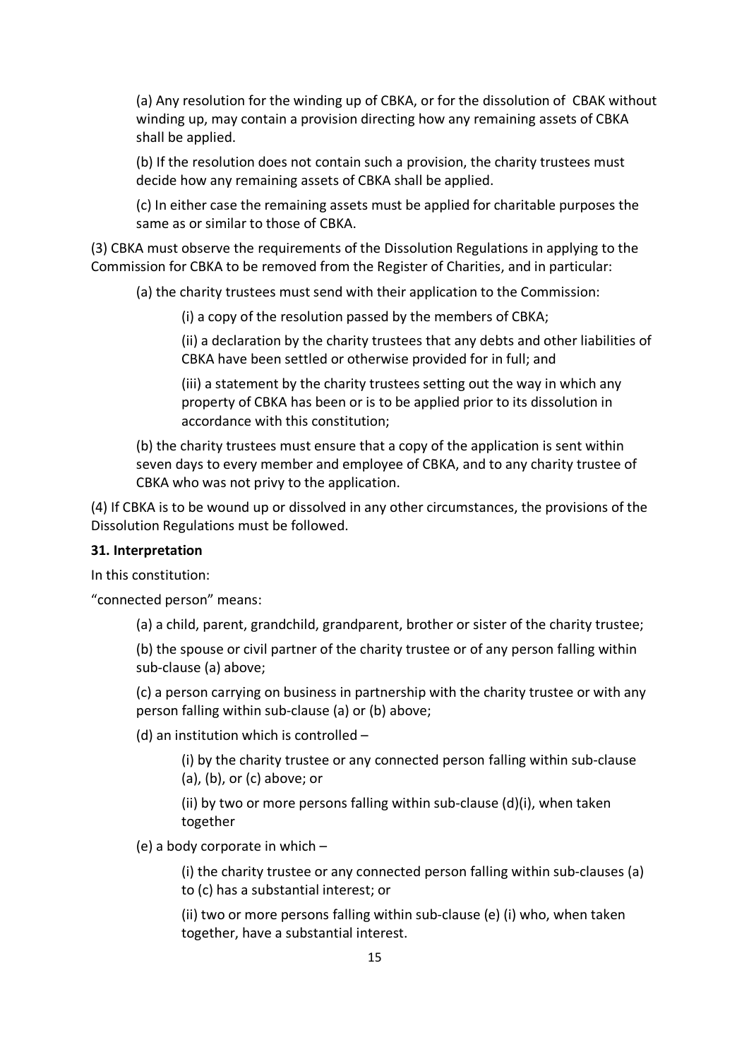(a) Any resolution for the winding up of CBKA, or for the dissolution of  CBAK without winding up, may contain a provision directing how any remaining assets of CBKA shall be applied.

(b) If the resolution does not contain such a provision, the charity trustees must decide how any remaining assets of CBKA shall be applied.

(c) In either case the remaining assets must be applied for charitable purposes the same as or similar to those of CBKA.

(3) CBKA must observe the requirements of the Dissolution Regulations in applying to the Commission for CBKA to be removed from the Register of Charities, and in particular:

(a) the charity trustees must send with their application to the Commission:

(i) a copy of the resolution passed by the members of CBKA;

(ii) a declaration by the charity trustees that any debts and other liabilities of CBKA have been settled or otherwise provided for in full; and

(iii) a statement by the charity trustees setting out the way in which any property of CBKA has been or is to be applied prior to its dissolution in accordance with this constitution;

(b) the charity trustees must ensure that a copy of the application is sent within seven days to every member and employee of CBKA, and to any charity trustee of CBKA who was not privy to the application.

(4) If CBKA is to be wound up or dissolved in any other circumstances, the provisions of the Dissolution Regulations must be followed.

**31. Interpretation**

In this constitution:

"connected person" means:

(a) a child, parent, grandchild, grandparent, brother or sister of the charity trustee;

(b) the spouse or civil partner of the charity trustee or of any person falling within sub-clause (a) above;

(c) a person carrying on business in partnership with the charity trustee or with any person falling within sub-clause (a) or (b) above;

(d) an institution which is controlled –

(i) by the charity trustee or any connected person falling within sub-clause (a), (b), or (c) above; or

(ii) by two or more persons falling within sub-clause (d)(i), when taken together

(e) a body corporate in which –

(i) the charity trustee or any connected person falling within sub-clauses (a) to (c) has a substantial interest; or

(ii) two or more persons falling within sub-clause (e) (i) who, when taken together, have a substantial interest.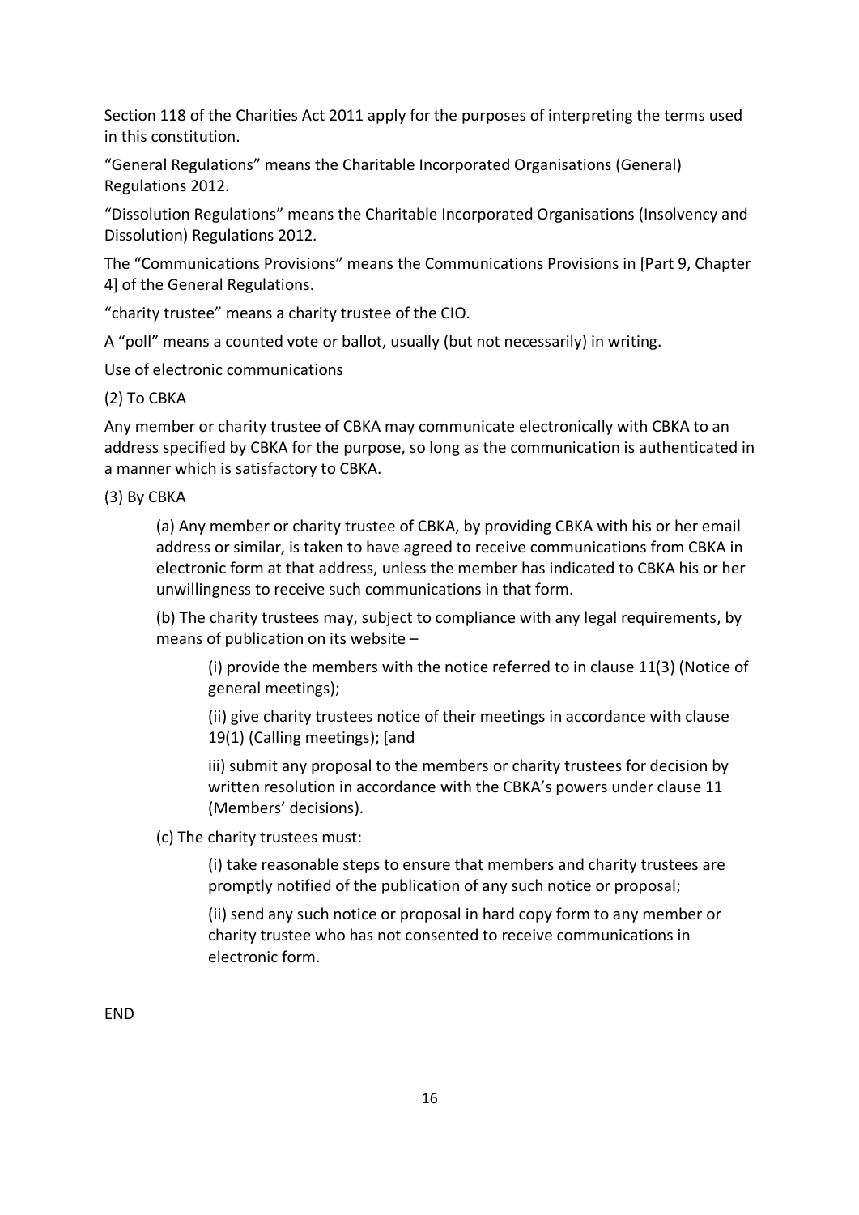Section 118 of the Charities Act 2011 apply for the purposes of interpreting the terms used in this constitution.

"General Regulations" means the Charitable Incorporated Organisations (General) Regulations 2012.

"Dissolution Regulations" means the Charitable Incorporated Organisations (Insolvency and Dissolution) Regulations 2012.

The "Communications Provisions" means the Communications Provisions in [Part 9, Chapter 4] of the General Regulations.

"charity trustee" means a charity trustee of the CIO.

A "poll" means a counted vote or ballot, usually (but not necessarily) in writing.

Use of electronic communications

(2) To CBKA

Any member or charity trustee of CBKA may communicate electronically with CBKA to an address specified by CBKA for the purpose, so long as the communication is authenticated in a manner which is satisfactory to CBKA.

(3) By CBKA

(a) Any member or charity trustee of CBKA, by providing CBKA with his or her email address or similar, is taken to have agreed to receive communications from CBKA in electronic form at that address, unless the member has indicated to CBKA his or her unwillingness to receive such communications in that form.

(b) The charity trustees may, subject to compliance with any legal requirements, by means of publication on its website –

(i) provide the members with the notice referred to in clause 11(3) (Notice of general meetings);

(ii) give charity trustees notice of their meetings in accordance with clause 19(1) (Calling meetings); [and

iii) submit any proposal to the members or charity trustees for decision by written resolution in accordance with the CBKA's powers under clause 11 (Members' decisions).

(c) The charity trustees must:

(i) take reasonable steps to ensure that members and charity trustees are promptly notified of the publication of any such notice or proposal;

(ii) send any such notice or proposal in hard copy form to any member or charity trustee who has not consented to receive communications in electronic form.

END